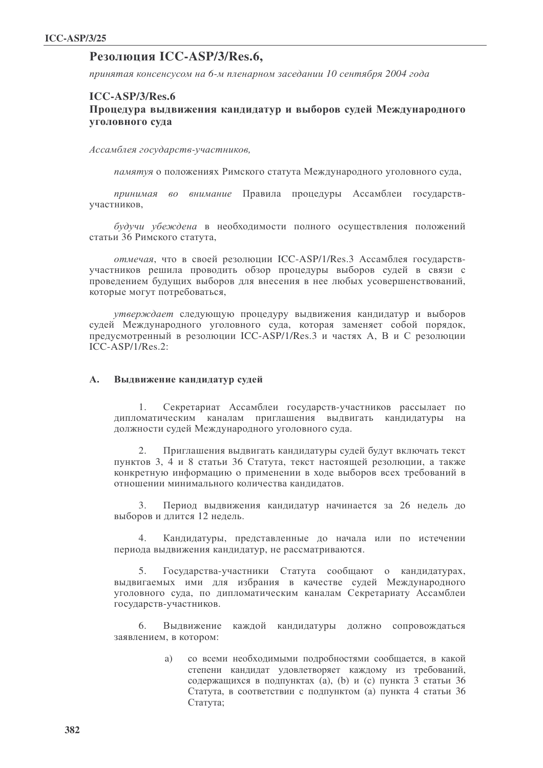# Резолюция ICC-ASP/3/Res.6,

*принятая консенсусом на 6-м пленарном заседании 10 сентября 2004 года*

## ICC-ASP/3/Res.6
## Процедура выдвижения кандидатур и выборов судей Международного уголовного суда

*Ассамблея государств-участников,*

*памятуя* о положениях Римского статута Международного уголовного суда,

*принимая во внимание* Правила процедуры Ассамблеи государств-участников,

*будучи убеждена* в необходимости полного осуществления положений статьи 36 Римского статута,

*отмечая*, что в своей резолюции ICC-ASP/1/Res.3 Ассамблея государств-участников решила проводить обзор процедуры выборов судей в связи с проведением будущих выборов для внесения в нее любых усовершенствований, которые могут потребоваться,

*утверждает* следующую процедуру выдвижения кандидатур и выборов судей Международного уголовного суда, которая заменяет собой порядок, предусмотренный в резолюции ICC-ASP/1/Res.3 и частях A, B и C резолюции ICC-ASP/1/Res.2:

### A. Выдвижение кандидатур судей

1. Секретариат Ассамблеи государств-участников рассылает по дипломатическим каналам приглашения выдвигать кандидатуры на должности судей Международного уголовного суда.

2. Приглашения выдвигать кандидатуры судей будут включать текст пунктов 3, 4 и 8 статьи 36 Статута, текст настоящей резолюции, а также конкретную информацию о применении в ходе выборов всех требований в отношении минимального количества кандидатов.

3. Период выдвижения кандидатур начинается за 26 недель до выборов и длится 12 недель.

4. Кандидатуры, представленные до начала или по истечении периода выдвижения кандидатур, не рассматриваются.

5. Государства-участники Статута сообщают о кандидатурах, выдвигаемых ими для избрания в качестве судей Международного уголовного суда, по дипломатическим каналам Секретариату Ассамблеи государств-участников.

6. Выдвижение каждой кандидатуры должно сопровождаться заявлением, в котором:

   a) со всеми необходимыми подробностями сообщается, в какой степени кандидат удовлетворяет каждому из требований, содержащихся в подпунктах (a), (b) и (c) пункта 3 статьи 36 Статута, в соответствии с подпунктом (a) пункта 4 статьи 36 Статута;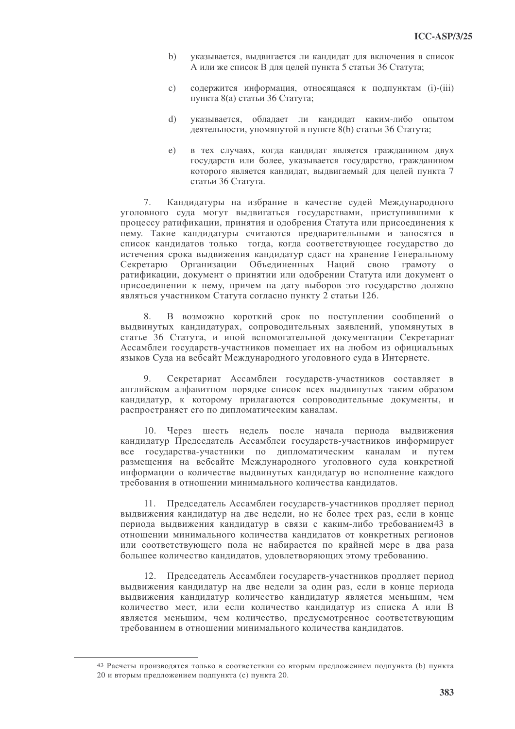b) указывается, выдвигается ли кандидат для включения в список А или же список В для целей пункта 5 статьи 36 Статута;

c) содержится информация, относящаяся к подпунктам (i)-(iii) пункта 8(а) статьи 36 Статута;

d) указывается, обладает ли кандидат каким-либо опытом деятельности, упомянутой в пункте 8(b) статьи 36 Статута;

e) в тех случаях, когда кандидат является гражданином двух государств или более, указывается государство, гражданином которого является кандидат, выдвигаемый для целей пункта 7 статьи 36 Статута.

7. Кандидатуры на избрание в качестве судей Международного уголовного суда могут выдвигаться государствами, приступившими к процессу ратификации, принятия и одобрения Статута или присоединения к нему. Такие кандидатуры считаются предварительными и заносятся в список кандидатов только тогда, когда соответствующее государство до истечения срока выдвижения кандидатур сдаст на хранение Генеральному Секретарю Организации Объединенных Наций свою грамоту о ратификации, документ о принятии или одобрении Статута или документ о присоединении к нему, причем на дату выборов это государство должно являться участником Статута согласно пункту 2 статьи 126.

8. В возможно короткий срок по поступлении сообщений о выдвинутых кандидатурах, сопроводительных заявлений, упомянутых в статье 36 Статута, и иной вспомогательной документации Секретариат Ассамблеи государств-участников помещает их на любом из официальных языков Суда на вебсайт Международного уголовного суда в Интернете.

9. Секретариат Ассамблеи государств-участников составляет в английском алфавитном порядке список всех выдвинутых таким образом кандидатур, к которому прилагаются сопроводительные документы, и распространяет его по дипломатическим каналам.

10. Через шесть недель после начала периода выдвижения кандидатур Председатель Ассамблеи государств-участников информирует все государства-участники по дипломатическим каналам и путем размещения на вебсайте Международного уголовного суда конкретной информации о количестве выдвинутых кандидатур во исполнение каждого требования в отношении минимального количества кандидатов.

11. Председатель Ассамблеи государств-участников продляет период выдвижения кандидатур на две недели, но не более трех раз, если в конце периода выдвижения кандидатур в связи с каким-либо требованием[43] в отношении минимального количества кандидатов от конкретных регионов или соответствующего пола не набирается по крайней мере в два раза большее количество кандидатов, удовлетворяющих этому требованию.

12. Председатель Ассамблеи государств-участников продляет период выдвижения кандидатур на две недели за один раз, если в конце периода выдвижения кандидатур количество кандидатур является меньшим, чем количество мест, или если количество кандидатур из списка А или В является меньшим, чем количество, предусмотренное соответствующим требованием в отношении минимального количества кандидатов.

[43] Расчеты производятся только в соответствии со вторым предложением подпункта (b) пункта 20 и вторым предложением подпункта (c) пункта 20.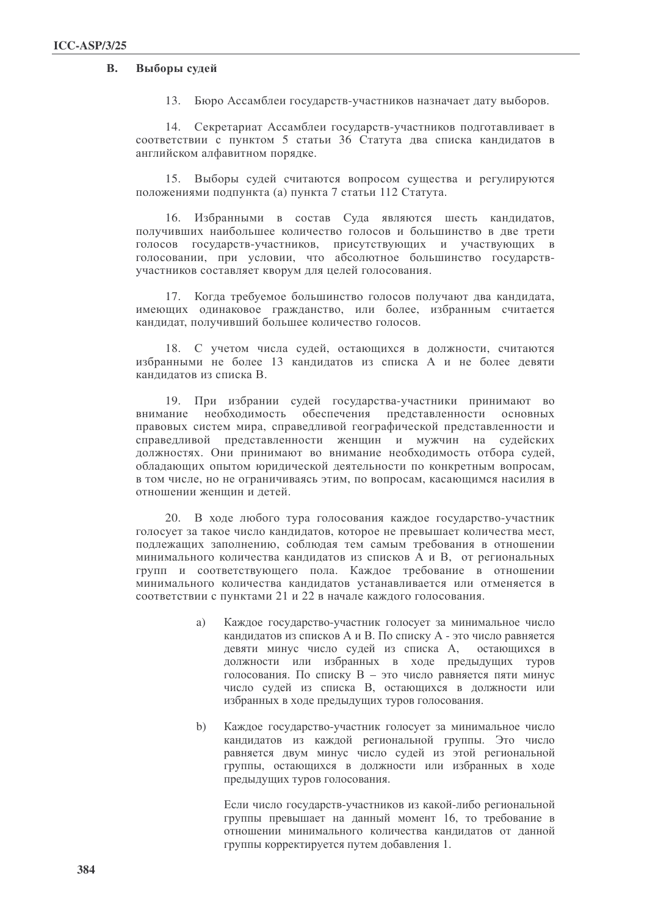## B. Выборы судей

13. Бюро Ассамблеи государств-участников назначает дату выборов.

14. Секретариат Ассамблеи государств-участников подготавливает в соответствии с пунктом 5 статьи 36 Статута два списка кандидатов в английском алфавитном порядке.

15. Выборы судей считаются вопросом существа и регулируются положениями подпункта (a) пункта 7 статьи 112 Статута.

16. Избранными в состав Суда являются шесть кандидатов, получивших наибольшее количество голосов и большинство в две трети голосов государств-участников, присутствующих и участвующих в голосовании, при условии, что абсолютное большинство государств-участников составляет кворум для целей голосования.

17. Когда требуемое большинство голосов получают два кандидата, имеющих одинаковое гражданство, или более, избранным считается кандидат, получивший большее количество голосов.

18. С учетом числа судей, остающихся в должности, считаются избранными не более 13 кандидатов из списка А и не более девяти кандидатов из списка В.

19. При избрании судей государства-участники принимают во внимание необходимость обеспечения представленности основных правовых систем мира, справедливой географической представленности и справедливой представленности женщин и мужчин на судейских должностях. Они принимают во внимание необходимость отбора судей, обладающих опытом юридической деятельности по конкретным вопросам, в том числе, но не ограничиваясь этим, по вопросам, касающимся насилия в отношении женщин и детей.

20. В ходе любого тура голосования каждое государство-участник голосует за такое число кандидатов, которое не превышает количества мест, подлежащих заполнению, соблюдая тем самым требования в отношении минимального количества кандидатов из списков А и В, от региональных групп и соответствующего пола. Каждое требование в отношении минимального количества кандидатов устанавливается или отменяется в соответствии с пунктами 21 и 22 в начале каждого голосования.

a) Каждое государство-участник голосует за минимальное число кандидатов из списков А и В. По списку А - это число равняется девяти минус число судей из списка А, остающихся в должности или избранных в ходе предыдущих туров голосования. По списку В – это число равняется пяти минус число судей из списка В, остающихся в должности или избранных в ходе предыдущих туров голосования.

b) Каждое государство-участник голосует за минимальное число кандидатов из каждой региональной группы. Это число равняется двум минус число судей из этой региональной группы, остающихся в должности или избранных в ходе предыдущих туров голосования.

   Если число государств-участников из какой-либо региональной группы превышает на данный момент 16, то требование в отношении минимального количества кандидатов от данной группы корректируется путем добавления 1.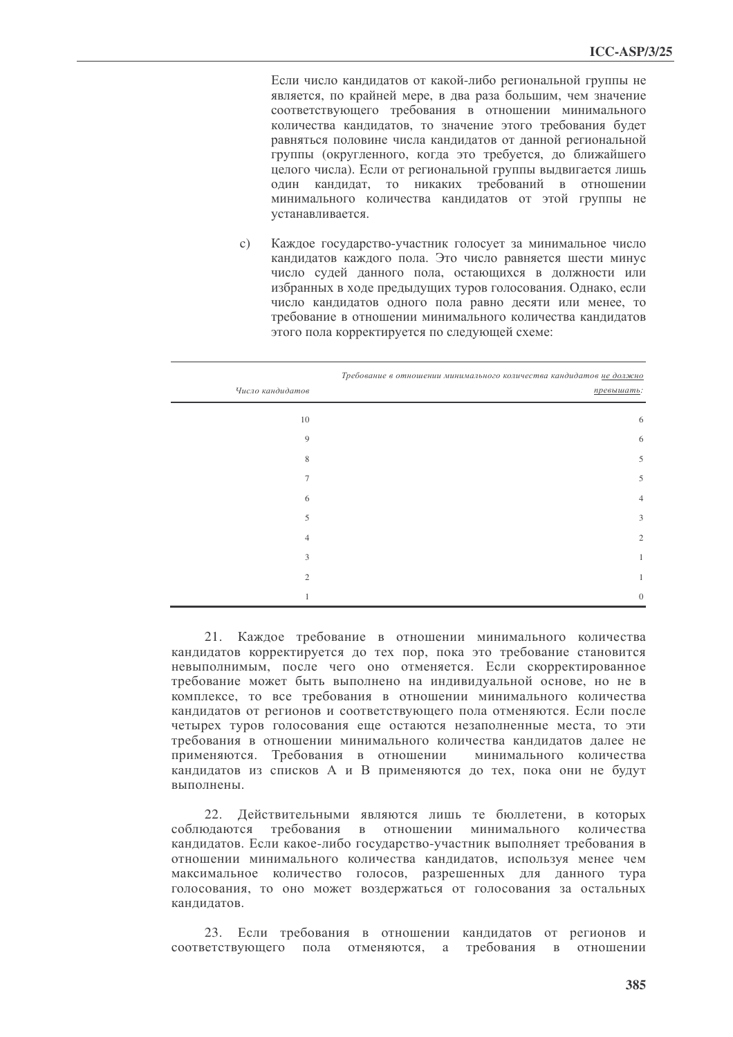Если число кандидатов от какой-либо региональной группы не является, по крайней мере, в два раза большим, чем значение соответствующего требования в отношении минимального количества кандидатов, то значение этого требования будет равняться половине числа кандидатов от данной региональной группы (округленного, когда это требуется, до ближайшего целого числа). Если от региональной группы выдвигается лишь один кандидат, то никаких требований в отношении минимального количества кандидатов от этой группы не устанавливается.

c) Каждое государство-участник голосует за минимальное число кандидатов каждого пола. Это число равняется шести минус число судей данного пола, остающихся в должности или избранных в ходе предыдущих туров голосования. Однако, если число кандидатов одного пола равно десяти или менее, то требование в отношении минимального количества кандидатов этого пола корректируется по следующей схеме:

| *Число кандидатов* | *Требование в отношении минимального количества кандидатов не должно превышать:* |
|---|---|
| 10 | 6 |
| 9 | 6 |
| 8 | 5 |
| 7 | 5 |
| 6 | 4 |
| 5 | 3 |
| 4 | 2 |
| 3 | 1 |
| 2 | 1 |
| 1 | 0 |

21. Каждое требование в отношении минимального количества кандидатов корректируется до тех пор, пока это требование становится невыполнимым, после чего оно отменяется. Если скорректированное требование может быть выполнено на индивидуальной основе, но не в комплексе, то все требования в отношении минимального количества кандидатов от регионов и соответствующего пола отменяются. Если после четырех туров голосования еще остаются незаполненные места, то эти требования в отношении минимального количества кандидатов далее не применяются. Требования в отношении минимального количества кандидатов из списков A и B применяются до тех, пока они не будут выполнены.

22. Действительными являются лишь те бюллетени, в которых соблюдаются требования в отношении минимального количества кандидатов. Если какое-либо государство-участник выполняет требования в отношении минимального количества кандидатов, используя менее чем максимальное количество голосов, разрешенных для данного тура голосования, то оно может воздержаться от голосования за остальных кандидатов.

23. Если требования в отношении кандидатов от регионов и соответствующего пола отменяются, а требования в отношении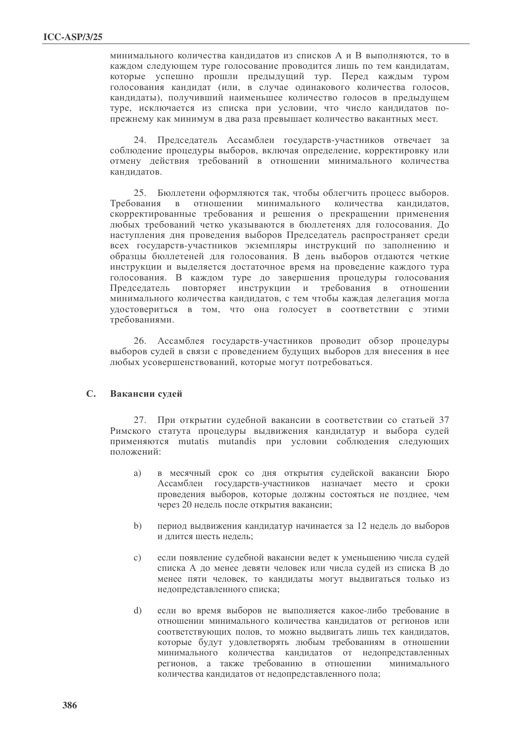минимального количества кандидатов из списков A и B выполняются, то в каждом следующем туре голосование проводится лишь по тем кандидатам, которые успешно прошли предыдущий тур. Перед каждым туром голосования кандидат (или, в случае одинакового количества голосов, кандидаты), получивший наименьшее количество голосов в предыдущем туре, исключается из списка при условии, что число кандидатов по-прежнему как минимум в два раза превышает количество вакантных мест.

24. Председатель Ассамблеи государств-участников отвечает за соблюдение процедуры выборов, включая определение, корректировку или отмену действия требований в отношении минимального количества кандидатов.

25. Бюллетени оформляются так, чтобы облегчить процесс выборов. Требования в отношении минимального количества кандидатов, скорректированные требования и решения о прекращении применения любых требований четко указываются в бюллетенях для голосования. До наступления дня проведения выборов Председатель распространяет среди всех государств-участников экземпляры инструкций по заполнению и образцы бюллетеней для голосования. В день выборов отдаются четкие инструкции и выделяется достаточное время на проведение каждого тура голосования. В каждом туре до завершения процедуры голосования Председатель повторяет инструкции и требования в отношении минимального количества кандидатов, с тем чтобы каждая делегация могла удостовериться в том, что она голосует в соответствии с этими требованиями.

26. Ассамблея государств-участников проводит обзор процедуры выборов судей в связи с проведением будущих выборов для внесения в нее любых усовершенствований, которые могут потребоваться.

## C. Вакансии судей

27. При открытии судебной вакансии в соответствии со статьей 37 Римского статута процедуры выдвижения кандидатур и выбора судей применяются mutatis mutandis при условии соблюдения следующих положений:

a) в месячный срок со дня открытия судейской вакансии Бюро Ассамблеи государств-участников назначает место и сроки проведения выборов, которые должны состояться не позднее, чем через 20 недель после открытия вакансии;

b) период выдвижения кандидатур начинается за 12 недель до выборов и длится шесть недель;

c) если появление судебной вакансии ведет к уменьшению числа судей списка A до менее девяти человек или числа судей из списка B до менее пяти человек, то кандидаты могут выдвигаться только из недопредставленного списка;

d) если во время выборов не выполняется какое-либо требование в отношении минимального количества кандидатов от регионов или соответствующих полов, то можно выдвигать лишь тех кандидатов, которые будут удовлетворять любым требованиям в отношении минимального количества кандидатов от недопредставленных регионов, а также требованию в отношении минимального количества кандидатов от недопредставленного пола;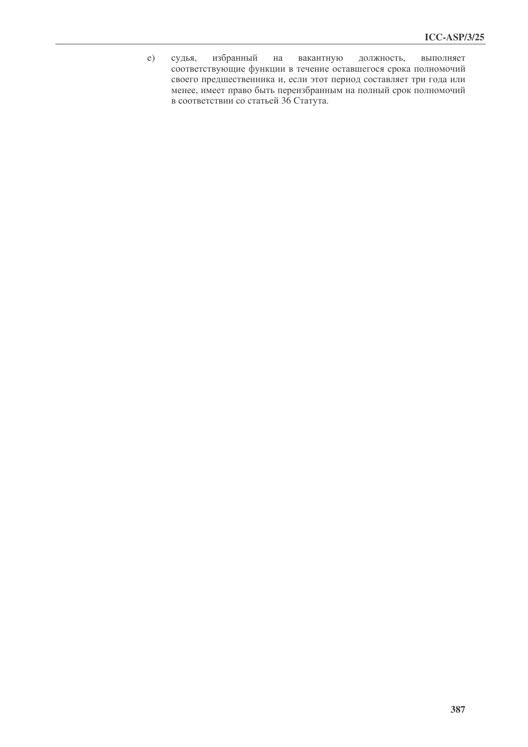e) судья, избранный на вакантную должность, выполняет соответствующие функции в течение оставшегося срока полномочий своего предшественника и, если этот период составляет три года или менее, имеет право быть переизбранным на полный срок полномочий в соответствии со статьей 36 Статута.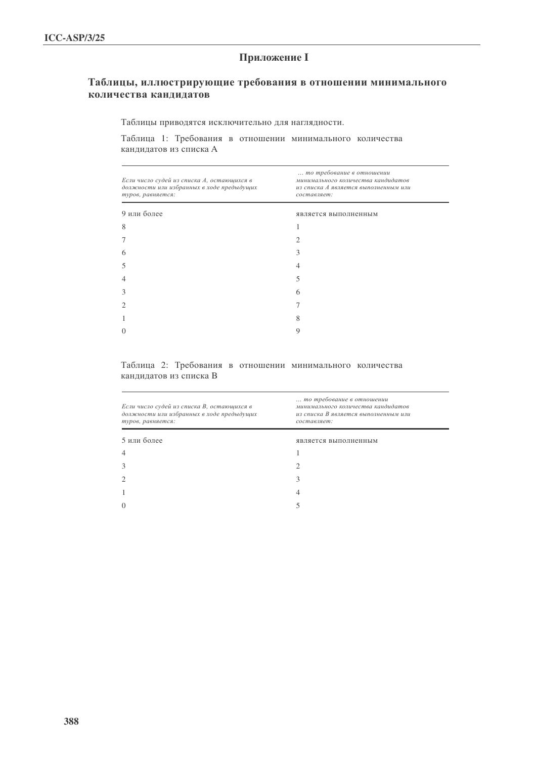## Приложение I

### Таблицы, иллюстрирующие требования в отношении минимального количества кандидатов

Таблицы приводятся исключительно для наглядности.

Таблица 1: Требования в отношении минимального количества кандидатов из списка A

| *Если число судей из списка A, остающихся в должности или избранных в ходе предыдущих туров, равняется:* | *… то требование в отношении минимального количества кандидатов из списка A является выполненным или составляет:* |
|---|---|
| 9 или более | является выполненным |
| 8 | 1 |
| 7 | 2 |
| 6 | 3 |
| 5 | 4 |
| 4 | 5 |
| 3 | 6 |
| 2 | 7 |
| 1 | 8 |
| 0 | 9 |

Таблица 2: Требования в отношении минимального количества кандидатов из списка B

| *Если число судей из списка B, остающихся в должности или избранных в ходе предыдущих туров, равняется:* | *… то требование в отношении минимального количества кандидатов из списка B является выполненным или составляет:* |
|---|---|
| 5 или более | является выполненным |
| 4 | 1 |
| 3 | 2 |
| 2 | 3 |
| 1 | 4 |
| 0 | 5 |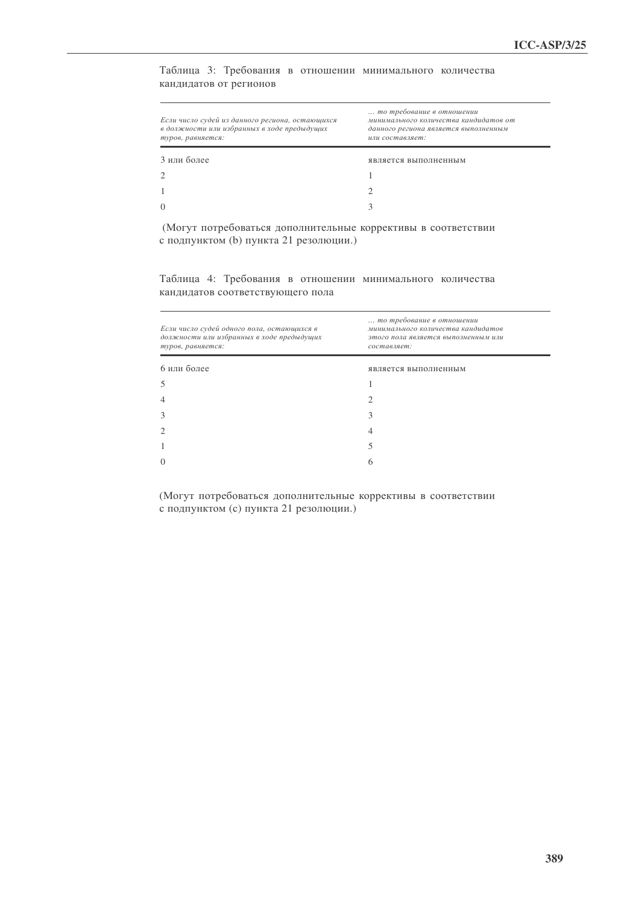Таблица 3: Требования в отношении минимального количества кандидатов от регионов

| *Если число судей из данного региона, остающихся в должности или избранных в ходе предыдущих туров, равняется:* | *… то требование в отношении минимального количества кандидатов от данного региона является выполненным или составляет:* |
|---|---|
| 3 или более | является выполненным |
| 2 | 1 |
| 1 | 2 |
| 0 | 3 |

(Могут потребоваться дополнительные коррективы в соответствии с подпунктом (b) пункта 21 резолюции.)

Таблица 4: Требования в отношении минимального количества кандидатов соответствующего пола

| *Если число судей одного пола, остающихся в должности или избранных в ходе предыдущих туров, равняется:* | *… то требование в отношении минимального количества кандидатов этого пола является выполненным или составляет:* |
|---|---|
| 6 или более | является выполненным |
| 5 | 1 |
| 4 | 2 |
| 3 | 3 |
| 2 | 4 |
| 1 | 5 |
| 0 | 6 |

(Могут потребоваться дополнительные коррективы в соответствии с подпунктом (c) пункта 21 резолюции.)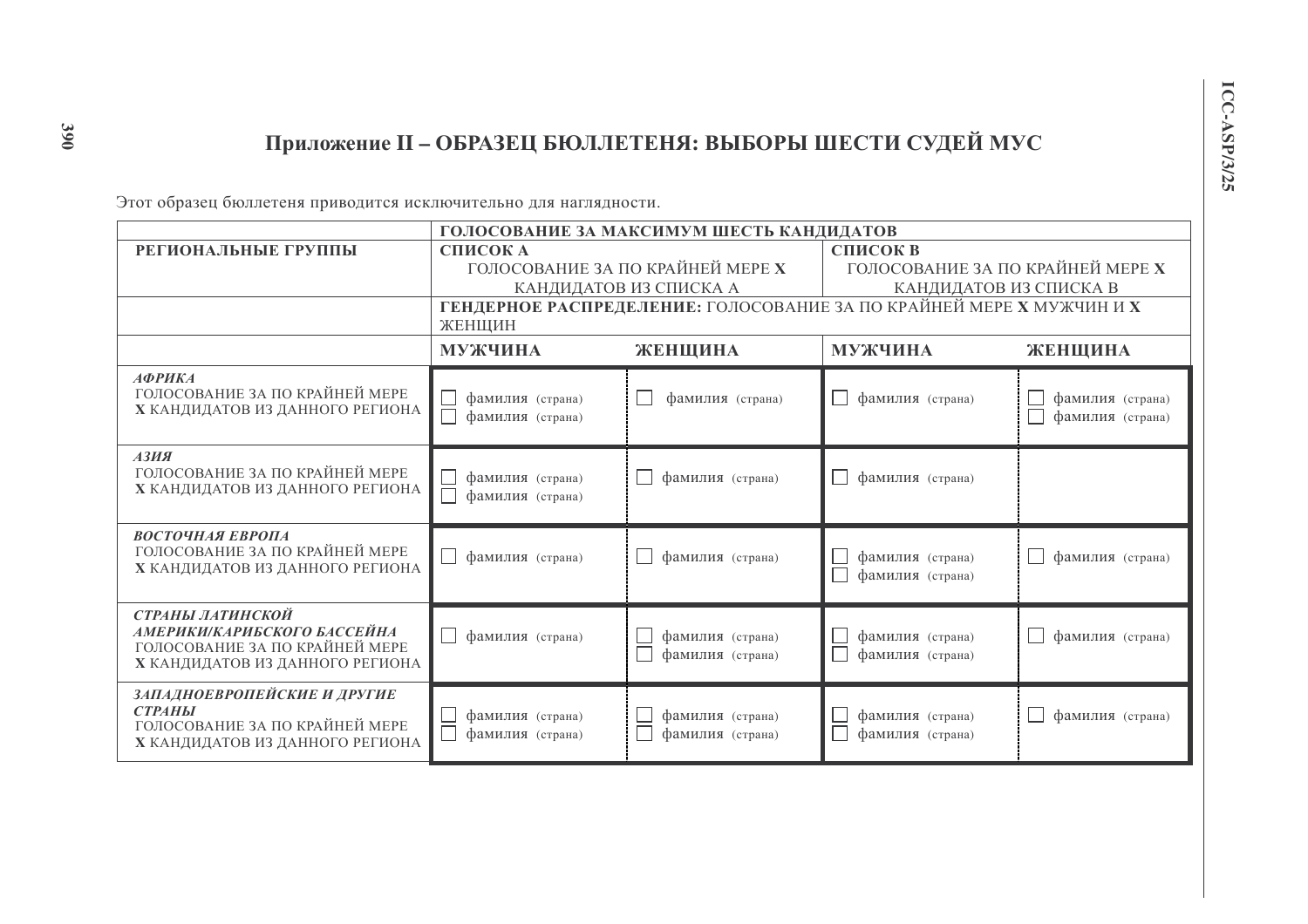## Приложение II – ОБРАЗЕЦ БЮЛЛЕТЕНЯ: ВЫБОРЫ ШЕСТИ СУДЕЙ МУС

Этот образец бюллетеня приводится исключительно для наглядности.

| | | | | |
|---|---|---|---|---|
| | **ГОЛОСОВАНИЕ ЗА МАКСИМУМ ШЕСТЬ КАНДИДАТОВ** | | | |
| **РЕГИОНАЛЬНЫЕ ГРУППЫ** | **СПИСОК А** ГОЛОСОВАНИЕ ЗА ПО КРАЙНЕЙ МЕРЕ **X** КАНДИДАТОВ ИЗ СПИСКА А | | **СПИСОК В** ГОЛОСОВАНИЕ ЗА ПО КРАЙНЕЙ МЕРЕ **X** КАНДИДАТОВ ИЗ СПИСКА В | |
| | **ГЕНДЕРНОЕ РАСПРЕДЕЛЕНИЕ:** ГОЛОСОВАНИЕ ЗА ПО КРАЙНЕЙ МЕРЕ **X** МУЖЧИН И **X** ЖЕНЩИН | | | |
| | **МУЖЧИНА** | **ЖЕНЩИНА** | **МУЖЧИНА** | **ЖЕНЩИНА** |
| ***АФРИКА*** ГОЛОСОВАНИЕ ЗА ПО КРАЙНЕЙ МЕРЕ **X** КАНДИДАТОВ ИЗ ДАННОГО РЕГИОНА | ☐ фамилия (страна)<br>☐ фамилия (страна) | ☐ фамилия (страна) | ☐ фамилия (страна) | ☐ фамилия (страна)<br>☐ фамилия (страна) |
| ***АЗИЯ*** ГОЛОСОВАНИЕ ЗА ПО КРАЙНЕЙ МЕРЕ **X** КАНДИДАТОВ ИЗ ДАННОГО РЕГИОНА | ☐ фамилия (страна)<br>☐ фамилия (страна) | ☐ фамилия (страна) | ☐ фамилия (страна) | |
| ***ВОСТОЧНАЯ ЕВРОПА*** ГОЛОСОВАНИЕ ЗА ПО КРАЙНЕЙ МЕРЕ **X** КАНДИДАТОВ ИЗ ДАННОГО РЕГИОНА | ☐ фамилия (страна) | ☐ фамилия (страна) | ☐ фамилия (страна)<br>☐ фамилия (страна) | ☐ фамилия (страна) |
| ***СТРАНЫ ЛАТИНСКОЙ АМЕРИКИ/КАРИБСКОГО БАССЕЙНА*** ГОЛОСОВАНИЕ ЗА ПО КРАЙНЕЙ МЕРЕ **X** КАНДИДАТОВ ИЗ ДАННОГО РЕГИОНА | ☐ фамилия (страна) | ☐ фамилия (страна)<br>☐ фамилия (страна) | ☐ фамилия (страна)<br>☐ фамилия (страна) | ☐ фамилия (страна) |
| ***ЗАПАДНОЕВРОПЕЙСКИЕ И ДРУГИЕ СТРАНЫ*** ГОЛОСОВАНИЕ ЗА ПО КРАЙНЕЙ МЕРЕ **X** КАНДИДАТОВ ИЗ ДАННОГО РЕГИОНА | ☐ фамилия (страна)<br>☐ фамилия (страна) | ☐ фамилия (страна)<br>☐ фамилия (страна) | ☐ фамилия (страна)<br>☐ фамилия (страна) | ☐ фамилия (страна) |